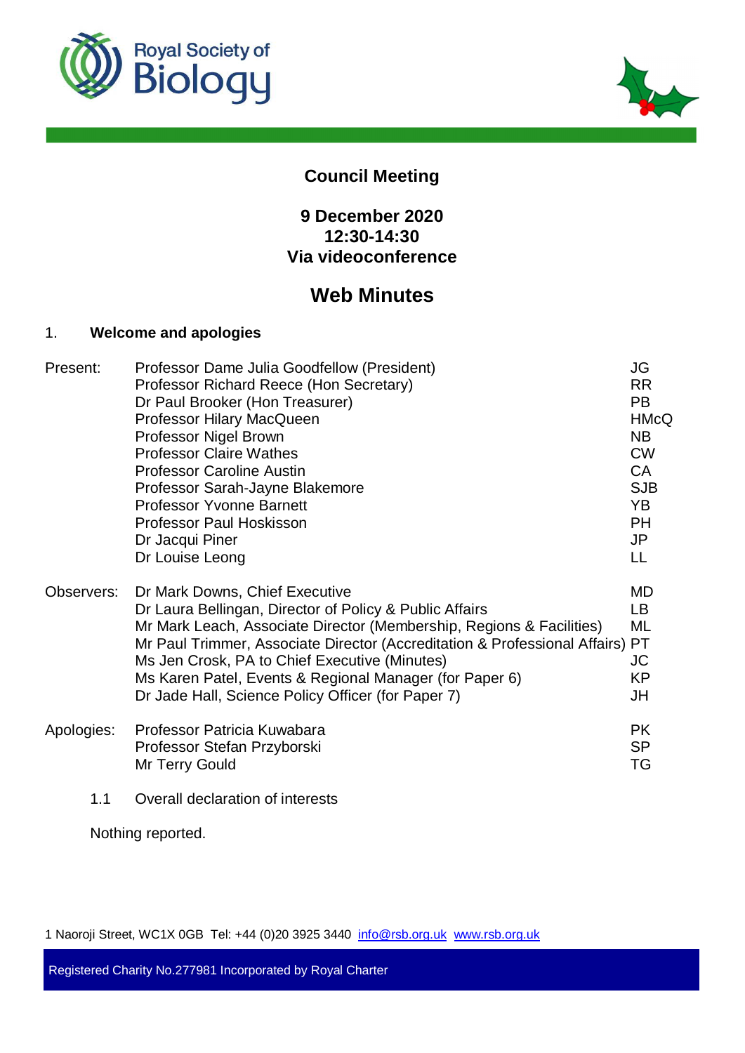# Council Meeting

**9 December 2020**
**12:30-14:30**
**Via videoconference**

## Web Minutes

### 1. Welcome and apologies

| | | |
|---|---|---|
| Present: | Professor Dame Julia Goodfellow (President) | JG |
| | Professor Richard Reece (Hon Secretary) | RR |
| | Dr Paul Brooker (Hon Treasurer) | PB |
| | Professor Hilary MacQueen | HMcQ |
| | Professor Nigel Brown | NB |
| | Professor Claire Wathes | CW |
| | Professor Caroline Austin | CA |
| | Professor Sarah-Jayne Blakemore | SJB |
| | Professor Yvonne Barnett | YB |
| | Professor Paul Hoskisson | PH |
| | Dr Jacqui Piner | JP |
| | Dr Louise Leong | LL |
| Observers: | Dr Mark Downs, Chief Executive | MD |
| | Dr Laura Bellingan, Director of Policy & Public Affairs | LB |
| | Mr Mark Leach, Associate Director (Membership, Regions & Facilities) | ML |
| | Mr Paul Trimmer, Associate Director (Accreditation & Professional Affairs) | PT |
| | Ms Jen Crosk, PA to Chief Executive (Minutes) | JC |
| | Ms Karen Patel, Events & Regional Manager (for Paper 6) | KP |
| | Dr Jade Hall, Science Policy Officer (for Paper 7) | JH |
| Apologies: | Professor Patricia Kuwabara | PK |
| | Professor Stefan Przyborski | SP |
| | Mr Terry Gould | TG |

1.1 Overall declaration of interests

Nothing reported.

1 Naoroji Street, WC1X 0GB Tel: +44 (0)20 3925 3440 info@rsb.org.uk www.rsb.org.uk

Registered Charity No.277981 Incorporated by Royal Charter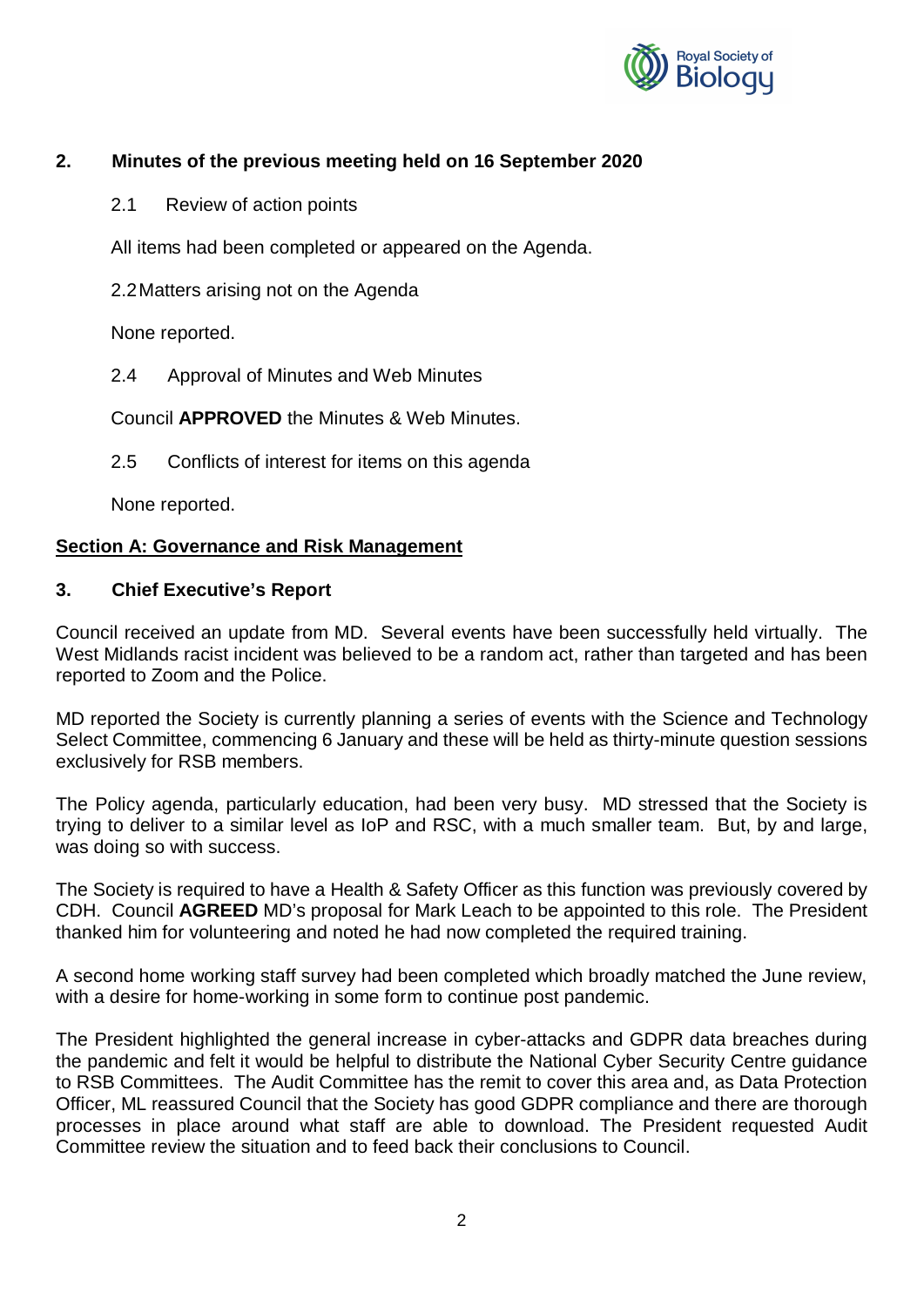## 2. Minutes of the previous meeting held on 16 September 2020

2.1 Review of action points

All items had been completed or appeared on the Agenda.

2.2 Matters arising not on the Agenda

None reported.

2.4 Approval of Minutes and Web Minutes

Council **APPROVED** the Minutes & Web Minutes.

2.5 Conflicts of interest for items on this agenda

None reported.

## Section A: Governance and Risk Management

## 3. Chief Executive's Report

Council received an update from MD. Several events have been successfully held virtually. The West Midlands racist incident was believed to be a random act, rather than targeted and has been reported to Zoom and the Police.

MD reported the Society is currently planning a series of events with the Science and Technology Select Committee, commencing 6 January and these will be held as thirty-minute question sessions exclusively for RSB members.

The Policy agenda, particularly education, had been very busy. MD stressed that the Society is trying to deliver to a similar level as IoP and RSC, with a much smaller team. But, by and large, was doing so with success.

The Society is required to have a Health & Safety Officer as this function was previously covered by CDH. Council **AGREED** MD's proposal for Mark Leach to be appointed to this role. The President thanked him for volunteering and noted he had now completed the required training.

A second home working staff survey had been completed which broadly matched the June review, with a desire for home-working in some form to continue post pandemic.

The President highlighted the general increase in cyber-attacks and GDPR data breaches during the pandemic and felt it would be helpful to distribute the National Cyber Security Centre guidance to RSB Committees. The Audit Committee has the remit to cover this area and, as Data Protection Officer, ML reassured Council that the Society has good GDPR compliance and there are thorough processes in place around what staff are able to download. The President requested Audit Committee review the situation and to feed back their conclusions to Council.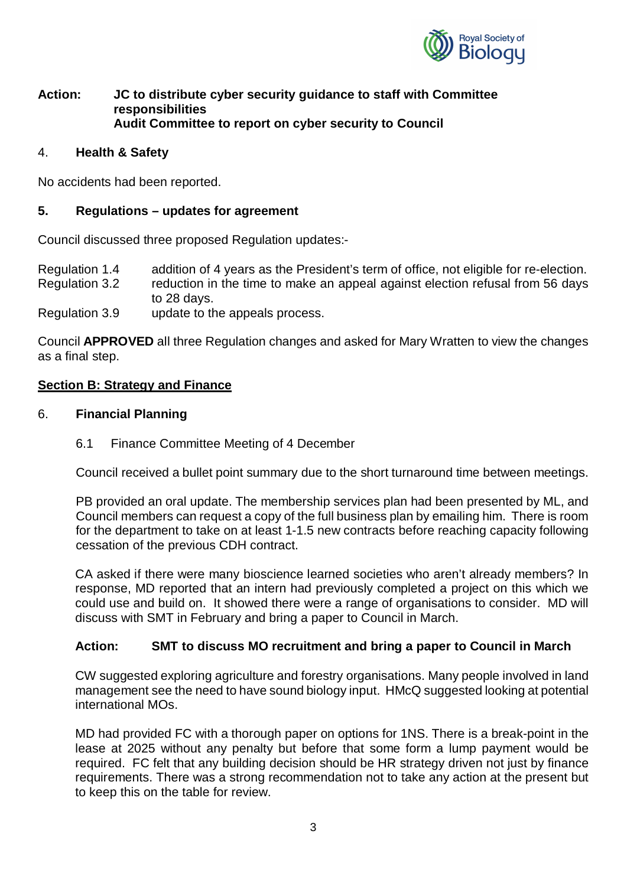**Action: JC to distribute cyber security guidance to staff with Committee responsibilities**
**Audit Committee to report on cyber security to Council**

## 4. Health & Safety

No accidents had been reported.

## 5. Regulations – updates for agreement

Council discussed three proposed Regulation updates:-

Regulation 1.4 addition of 4 years as the President's term of office, not eligible for re-election.
Regulation 3.2 reduction in the time to make an appeal against election refusal from 56 days to 28 days.
Regulation 3.9 update to the appeals process.

Council **APPROVED** all three Regulation changes and asked for Mary Wratten to view the changes as a final step.

## Section B: Strategy and Finance

## 6. Financial Planning

### 6.1 Finance Committee Meeting of 4 December

Council received a bullet point summary due to the short turnaround time between meetings.

PB provided an oral update. The membership services plan had been presented by ML, and Council members can request a copy of the full business plan by emailing him. There is room for the department to take on at least 1-1.5 new contracts before reaching capacity following cessation of the previous CDH contract.

CA asked if there were many bioscience learned societies who aren't already members? In response, MD reported that an intern had previously completed a project on this which we could use and build on. It showed there were a range of organisations to consider. MD will discuss with SMT in February and bring a paper to Council in March.

**Action: SMT to discuss MO recruitment and bring a paper to Council in March**

CW suggested exploring agriculture and forestry organisations. Many people involved in land management see the need to have sound biology input. HMcQ suggested looking at potential international MOs.

MD had provided FC with a thorough paper on options for 1NS. There is a break-point in the lease at 2025 without any penalty but before that some form a lump payment would be required. FC felt that any building decision should be HR strategy driven not just by finance requirements. There was a strong recommendation not to take any action at the present but to keep this on the table for review.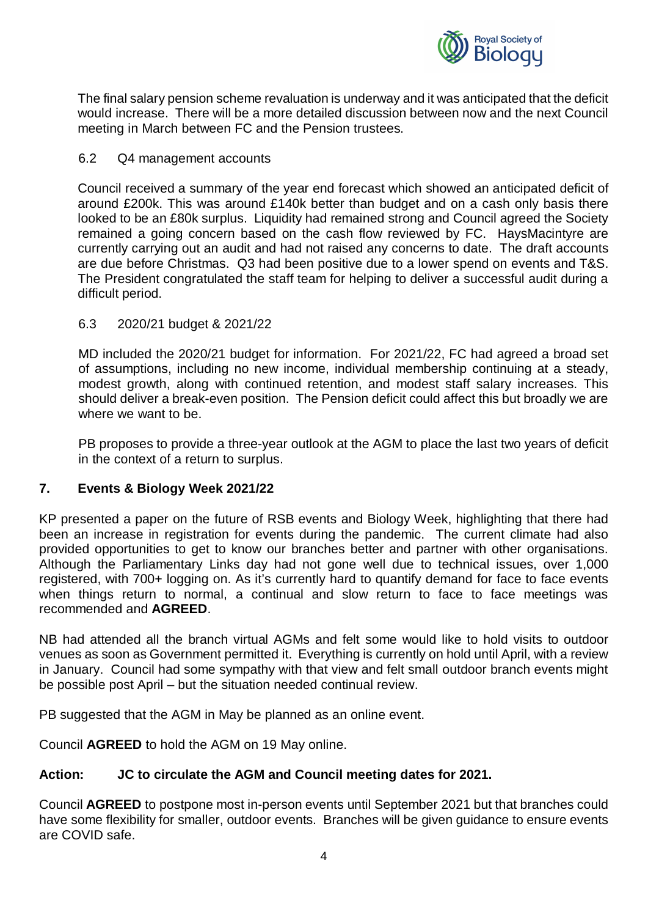The final salary pension scheme revaluation is underway and it was anticipated that the deficit would increase. There will be a more detailed discussion between now and the next Council meeting in March between FC and the Pension trustees.

6.2 Q4 management accounts

Council received a summary of the year end forecast which showed an anticipated deficit of around £200k. This was around £140k better than budget and on a cash only basis there looked to be an £80k surplus. Liquidity had remained strong and Council agreed the Society remained a going concern based on the cash flow reviewed by FC. HaysMacintyre are currently carrying out an audit and had not raised any concerns to date. The draft accounts are due before Christmas. Q3 had been positive due to a lower spend on events and T&S. The President congratulated the staff team for helping to deliver a successful audit during a difficult period.

6.3 2020/21 budget & 2021/22

MD included the 2020/21 budget for information. For 2021/22, FC had agreed a broad set of assumptions, including no new income, individual membership continuing at a steady, modest growth, along with continued retention, and modest staff salary increases. This should deliver a break-even position. The Pension deficit could affect this but broadly we are where we want to be.

PB proposes to provide a three-year outlook at the AGM to place the last two years of deficit in the context of a return to surplus.

## 7. Events & Biology Week 2021/22

KP presented a paper on the future of RSB events and Biology Week, highlighting that there had been an increase in registration for events during the pandemic. The current climate had also provided opportunities to get to know our branches better and partner with other organisations. Although the Parliamentary Links day had not gone well due to technical issues, over 1,000 registered, with 700+ logging on. As it's currently hard to quantify demand for face to face events when things return to normal, a continual and slow return to face to face meetings was recommended and **AGREED**.

NB had attended all the branch virtual AGMs and felt some would like to hold visits to outdoor venues as soon as Government permitted it. Everything is currently on hold until April, with a review in January. Council had some sympathy with that view and felt small outdoor branch events might be possible post April – but the situation needed continual review.

PB suggested that the AGM in May be planned as an online event.

Council **AGREED** to hold the AGM on 19 May online.

**Action: JC to circulate the AGM and Council meeting dates for 2021.**

Council **AGREED** to postpone most in-person events until September 2021 but that branches could have some flexibility for smaller, outdoor events. Branches will be given guidance to ensure events are COVID safe.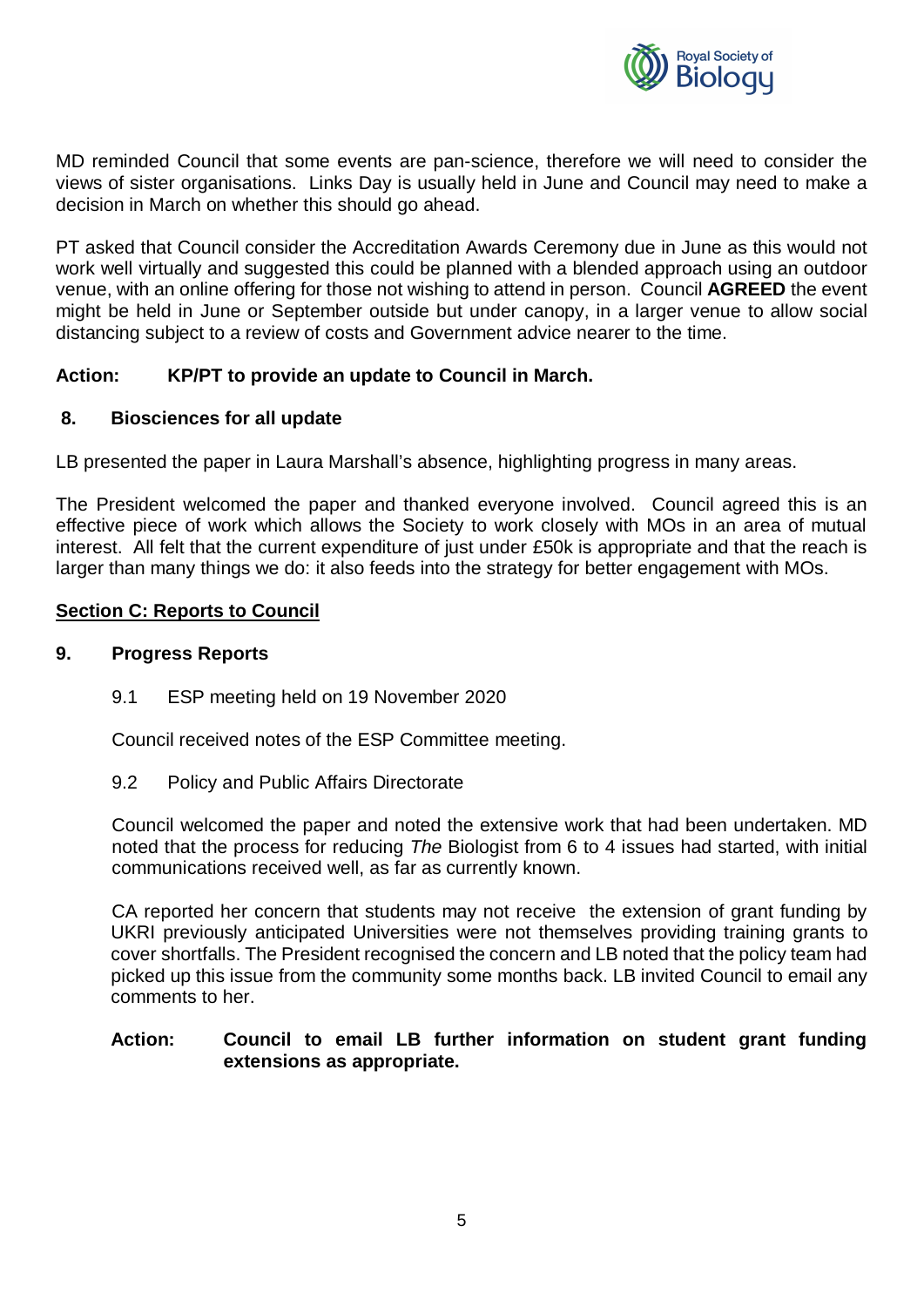MD reminded Council that some events are pan-science, therefore we will need to consider the views of sister organisations. Links Day is usually held in June and Council may need to make a decision in March on whether this should go ahead.

PT asked that Council consider the Accreditation Awards Ceremony due in June as this would not work well virtually and suggested this could be planned with a blended approach using an outdoor venue, with an online offering for those not wishing to attend in person. Council **AGREED** the event might be held in June or September outside but under canopy, in a larger venue to allow social distancing subject to a review of costs and Government advice nearer to the time.

**Action: KP/PT to provide an update to Council in March.**

## 8. Biosciences for all update

LB presented the paper in Laura Marshall's absence, highlighting progress in many areas.

The President welcomed the paper and thanked everyone involved. Council agreed this is an effective piece of work which allows the Society to work closely with MOs in an area of mutual interest. All felt that the current expenditure of just under £50k is appropriate and that the reach is larger than many things we do: it also feeds into the strategy for better engagement with MOs.

## Section C: Reports to Council

## 9. Progress Reports

### 9.1 ESP meeting held on 19 November 2020

Council received notes of the ESP Committee meeting.

### 9.2 Policy and Public Affairs Directorate

Council welcomed the paper and noted the extensive work that had been undertaken. MD noted that the process for reducing *The* Biologist from 6 to 4 issues had started, with initial communications received well, as far as currently known.

CA reported her concern that students may not receive the extension of grant funding by UKRI previously anticipated Universities were not themselves providing training grants to cover shortfalls. The President recognised the concern and LB noted that the policy team had picked up this issue from the community some months back. LB invited Council to email any comments to her.

**Action: Council to email LB further information on student grant funding extensions as appropriate.**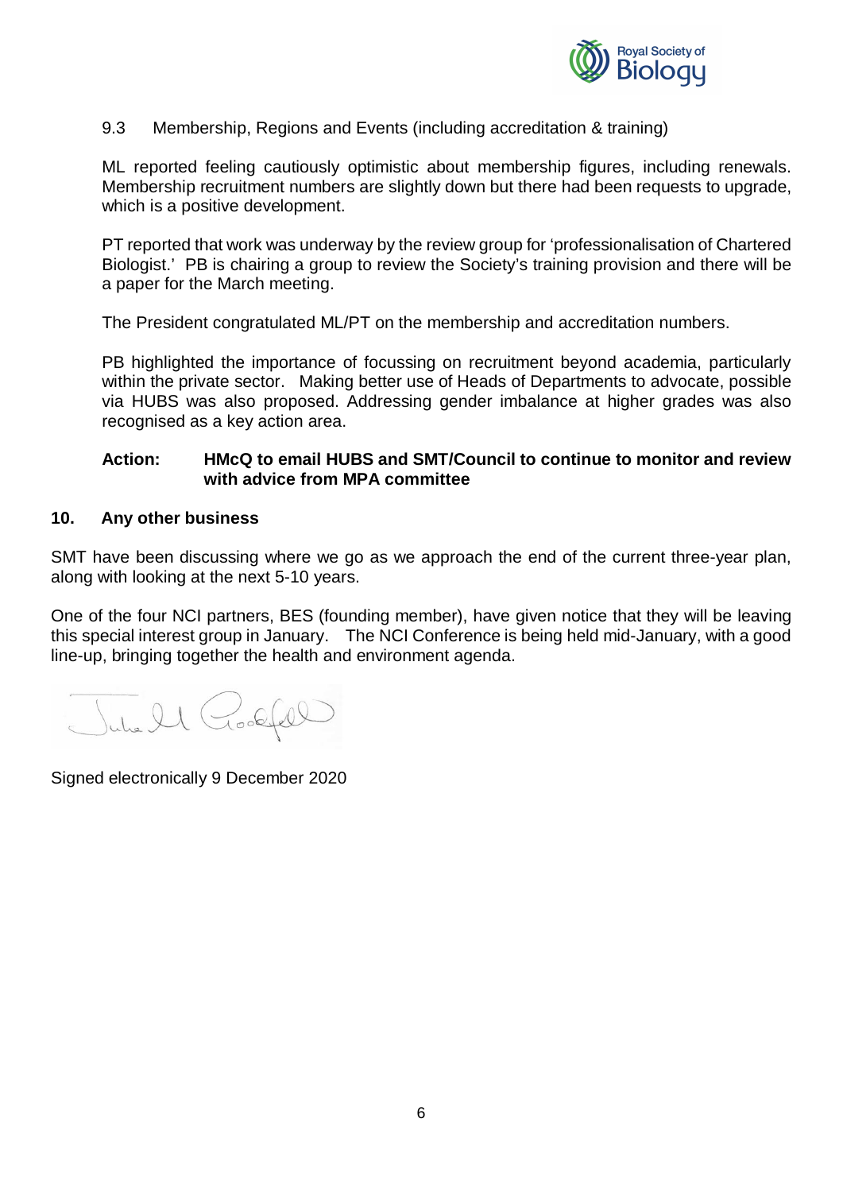9.3 Membership, Regions and Events (including accreditation & training)

ML reported feeling cautiously optimistic about membership figures, including renewals. Membership recruitment numbers are slightly down but there had been requests to upgrade, which is a positive development.

PT reported that work was underway by the review group for 'professionalisation of Chartered Biologist.' PB is chairing a group to review the Society's training provision and there will be a paper for the March meeting.

The President congratulated ML/PT on the membership and accreditation numbers.

PB highlighted the importance of focussing on recruitment beyond academia, particularly within the private sector. Making better use of Heads of Departments to advocate, possible via HUBS was also proposed. Addressing gender imbalance at higher grades was also recognised as a key action area.

**Action: HMcQ to email HUBS and SMT/Council to continue to monitor and review with advice from MPA committee**

## 10. Any other business

SMT have been discussing where we go as we approach the end of the current three-year plan, along with looking at the next 5-10 years.

One of the four NCI partners, BES (founding member), have given notice that they will be leaving this special interest group in January. The NCI Conference is being held mid-January, with a good line-up, bringing together the health and environment agenda.

Signed electronically 9 December 2020